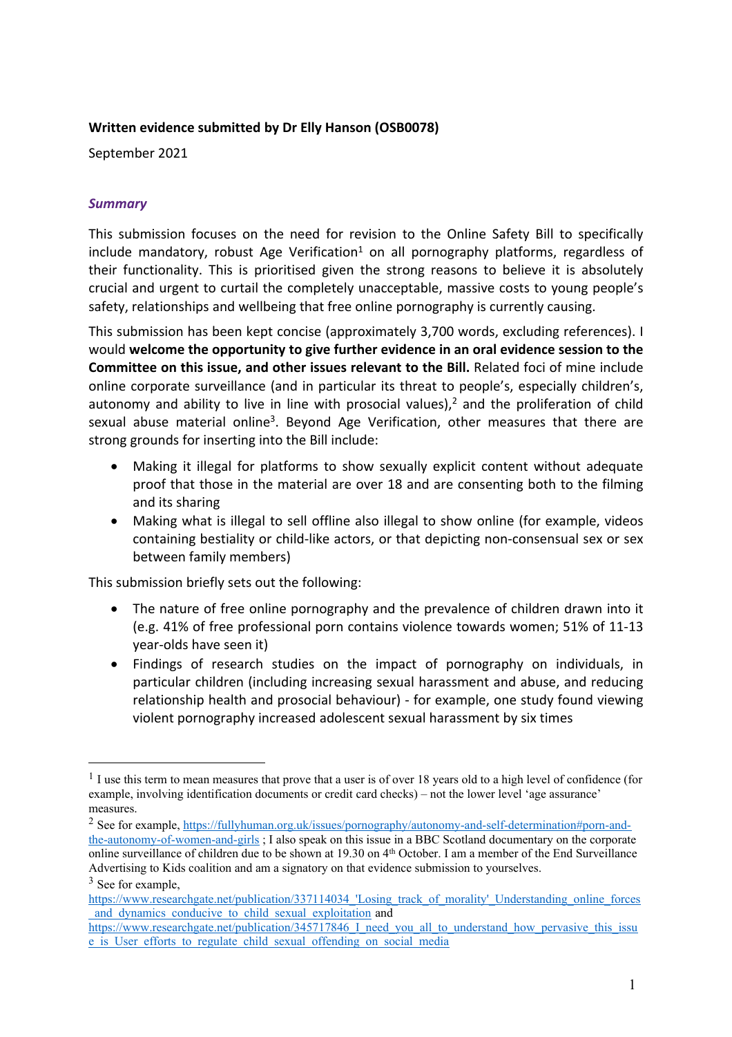**Written evidence submitted by Dr Elly Hanson (OSB0078)**

September 2021

### *Summary*

This submission focuses on the need for revision to the Online Safety Bill to specifically include mandatory, robust Age Verification[1] on all pornography platforms, regardless of their functionality. This is prioritised given the strong reasons to believe it is absolutely crucial and urgent to curtail the completely unacceptable, massive costs to young people's safety, relationships and wellbeing that free online pornography is currently causing.

This submission has been kept concise (approximately 3,700 words, excluding references). I would **welcome the opportunity to give further evidence in an oral evidence session to the Committee on this issue, and other issues relevant to the Bill.** Related foci of mine include online corporate surveillance (and in particular its threat to people's, especially children's, autonomy and ability to live in line with prosocial values),[2] and the proliferation of child sexual abuse material online[3]. Beyond Age Verification, other measures that there are strong grounds for inserting into the Bill include:

- Making it illegal for platforms to show sexually explicit content without adequate proof that those in the material are over 18 and are consenting both to the filming and its sharing
- Making what is illegal to sell offline also illegal to show online (for example, videos containing bestiality or child-like actors, or that depicting non-consensual sex or sex between family members)

This submission briefly sets out the following:

- The nature of free online pornography and the prevalence of children drawn into it (e.g. 41% of free professional porn contains violence towards women; 51% of 11-13 year-olds have seen it)
- Findings of research studies on the impact of pornography on individuals, in particular children (including increasing sexual harassment and abuse, and reducing relationship health and prosocial behaviour) - for example, one study found viewing violent pornography increased adolescent sexual harassment by six times

---

[1] I use this term to mean measures that prove that a user is of over 18 years old to a high level of confidence (for example, involving identification documents or credit card checks) – not the lower level 'age assurance' measures.

[2] See for example, https://fullyhuman.org.uk/issues/pornography/autonomy-and-self-determination#porn-and-the-autonomy-of-women-and-girls ; I also speak on this issue in a BBC Scotland documentary on the corporate online surveillance of children due to be shown at 19.30 on 4th October. I am a member of the End Surveillance Advertising to Kids coalition and am a signatory on that evidence submission to yourselves.

[3] See for example, https://www.researchgate.net/publication/337114034_'Losing_track_of_morality'_Understanding_online_forces_and_dynamics_conducive_to_child_sexual_exploitation and https://www.researchgate.net/publication/345717846_I_need_you_all_to_understand_how_pervasive_this_issue_is_User_efforts_to_regulate_child_sexual_offending_on_social_media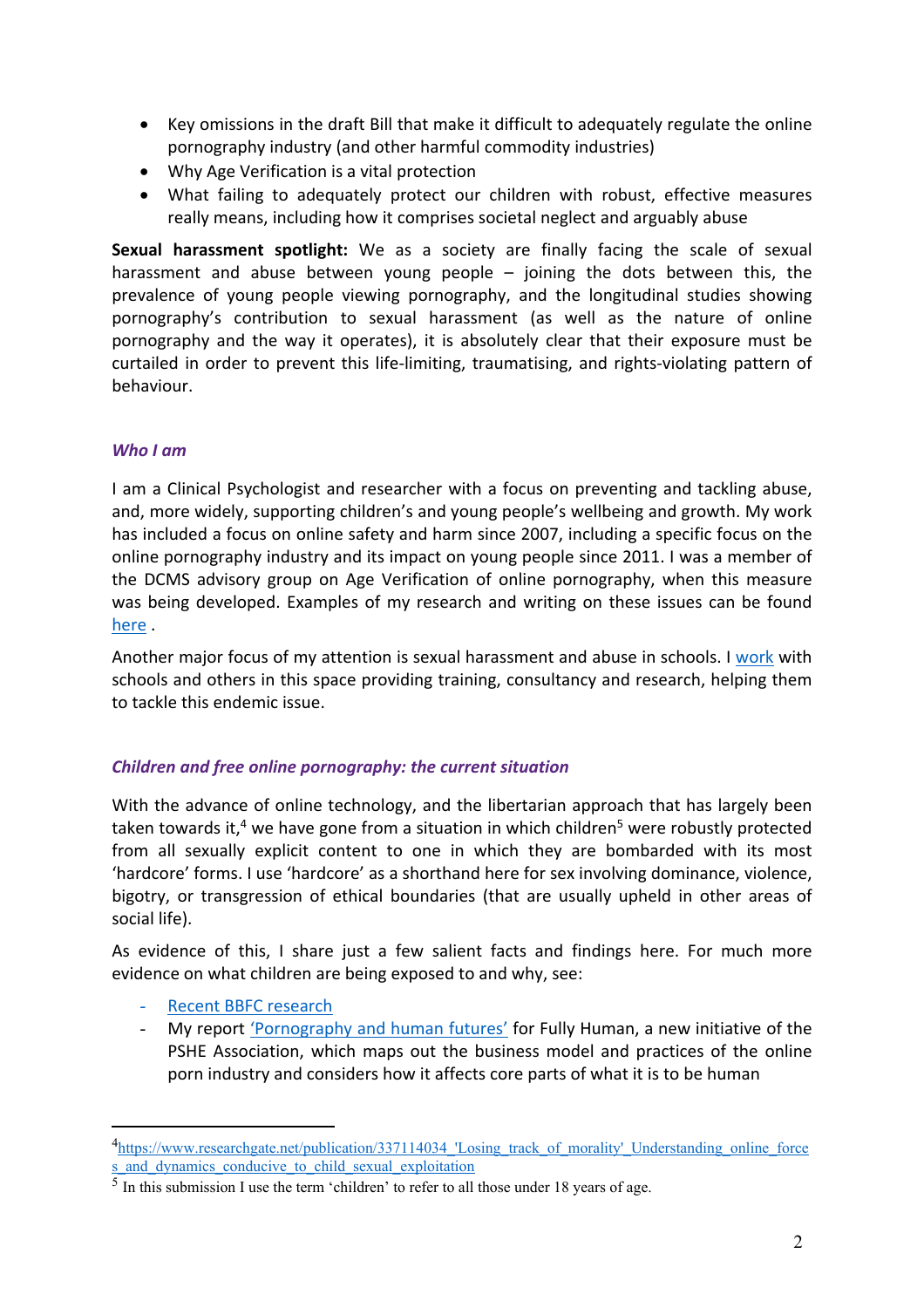- Key omissions in the draft Bill that make it difficult to adequately regulate the online pornography industry (and other harmful commodity industries)
- Why Age Verification is a vital protection
- What failing to adequately protect our children with robust, effective measures really means, including how it comprises societal neglect and arguably abuse

**Sexual harassment spotlight:** We as a society are finally facing the scale of sexual harassment and abuse between young people – joining the dots between this, the prevalence of young people viewing pornography, and the longitudinal studies showing pornography's contribution to sexual harassment (as well as the nature of online pornography and the way it operates), it is absolutely clear that their exposure must be curtailed in order to prevent this life-limiting, traumatising, and rights-violating pattern of behaviour.

### *Who I am*

I am a Clinical Psychologist and researcher with a focus on preventing and tackling abuse, and, more widely, supporting children's and young people's wellbeing and growth. My work has included a focus on online safety and harm since 2007, including a specific focus on the online pornography industry and its impact on young people since 2011. I was a member of the DCMS advisory group on Age Verification of online pornography, when this measure was being developed. Examples of my research and writing on these issues can be found here .

Another major focus of my attention is sexual harassment and abuse in schools. I work with schools and others in this space providing training, consultancy and research, helping them to tackle this endemic issue.

### *Children and free online pornography: the current situation*

With the advance of online technology, and the libertarian approach that has largely been taken towards it,[4] we have gone from a situation in which children[5] were robustly protected from all sexually explicit content to one in which they are bombarded with its most 'hardcore' forms. I use 'hardcore' as a shorthand here for sex involving dominance, violence, bigotry, or transgression of ethical boundaries (that are usually upheld in other areas of social life).

As evidence of this, I share just a few salient facts and findings here. For much more evidence on what children are being exposed to and why, see:

- Recent BBFC research
- My report 'Pornography and human futures' for Fully Human, a new initiative of the PSHE Association, which maps out the business model and practices of the online porn industry and considers how it affects core parts of what it is to be human

---

[4] https://www.researchgate.net/publication/337114034_'Losing_track_of_morality'_Understanding_online_forces_and_dynamics_conducive_to_child_sexual_exploitation

[5] In this submission I use the term 'children' to refer to all those under 18 years of age.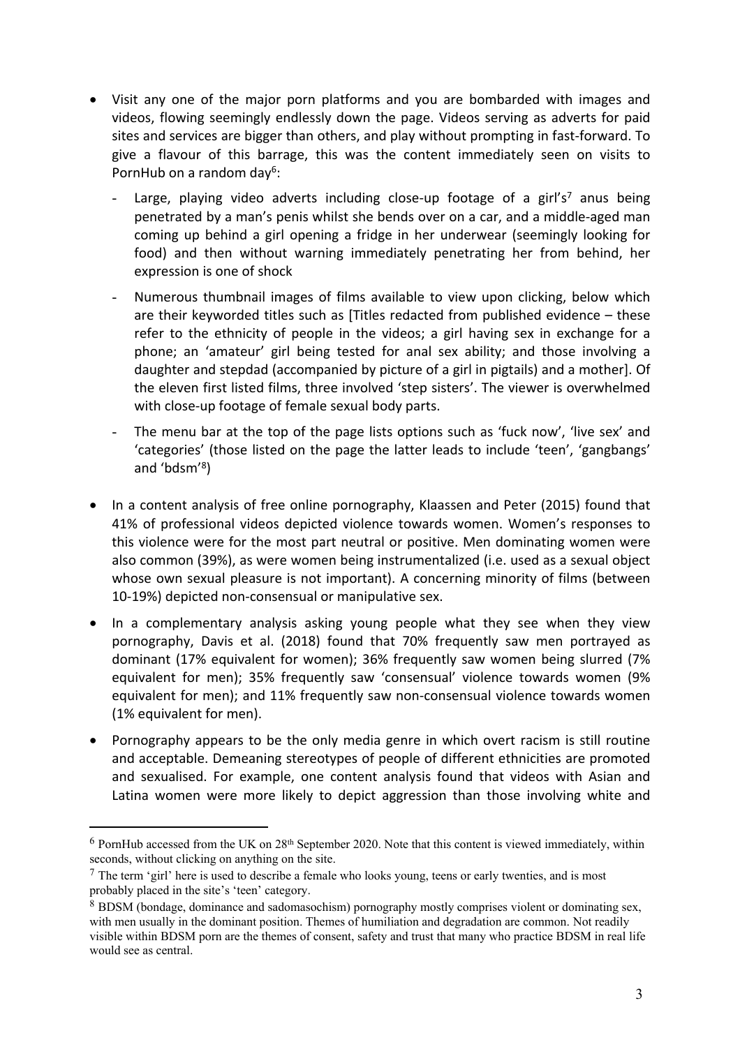- Visit any one of the major porn platforms and you are bombarded with images and videos, flowing seemingly endlessly down the page. Videos serving as adverts for paid sites and services are bigger than others, and play without prompting in fast-forward. To give a flavour of this barrage, this was the content immediately seen on visits to PornHub on a random day[6]:
  - Large, playing video adverts including close-up footage of a girl's[7] anus being penetrated by a man's penis whilst she bends over on a car, and a middle-aged man coming up behind a girl opening a fridge in her underwear (seemingly looking for food) and then without warning immediately penetrating her from behind, her expression is one of shock
  - Numerous thumbnail images of films available to view upon clicking, below which are their keyworded titles such as [Titles redacted from published evidence – these refer to the ethnicity of people in the videos; a girl having sex in exchange for a phone; an 'amateur' girl being tested for anal sex ability; and those involving a daughter and stepdad (accompanied by picture of a girl in pigtails) and a mother]. Of the eleven first listed films, three involved 'step sisters'. The viewer is overwhelmed with close-up footage of female sexual body parts.
  - The menu bar at the top of the page lists options such as 'fuck now', 'live sex' and 'categories' (those listed on the page the latter leads to include 'teen', 'gangbangs' and 'bdsm'[8])
- In a content analysis of free online pornography, Klaassen and Peter (2015) found that 41% of professional videos depicted violence towards women. Women's responses to this violence were for the most part neutral or positive. Men dominating women were also common (39%), as were women being instrumentalized (i.e. used as a sexual object whose own sexual pleasure is not important). A concerning minority of films (between 10-19%) depicted non-consensual or manipulative sex.
- In a complementary analysis asking young people what they see when they view pornography, Davis et al. (2018) found that 70% frequently saw men portrayed as dominant (17% equivalent for women); 36% frequently saw women being slurred (7% equivalent for men); 35% frequently saw 'consensual' violence towards women (9% equivalent for men); and 11% frequently saw non-consensual violence towards women (1% equivalent for men).
- Pornography appears to be the only media genre in which overt racism is still routine and acceptable. Demeaning stereotypes of people of different ethnicities are promoted and sexualised. For example, one content analysis found that videos with Asian and Latina women were more likely to depict aggression than those involving white and

---

[6] PornHub accessed from the UK on 28th September 2020. Note that this content is viewed immediately, within seconds, without clicking on anything on the site.

[7] The term 'girl' here is used to describe a female who looks young, teens or early twenties, and is most probably placed in the site's 'teen' category.

[8] BDSM (bondage, dominance and sadomasochism) pornography mostly comprises violent or dominating sex, with men usually in the dominant position. Themes of humiliation and degradation are common. Not readily visible within BDSM porn are the themes of consent, safety and trust that many who practice BDSM in real life would see as central.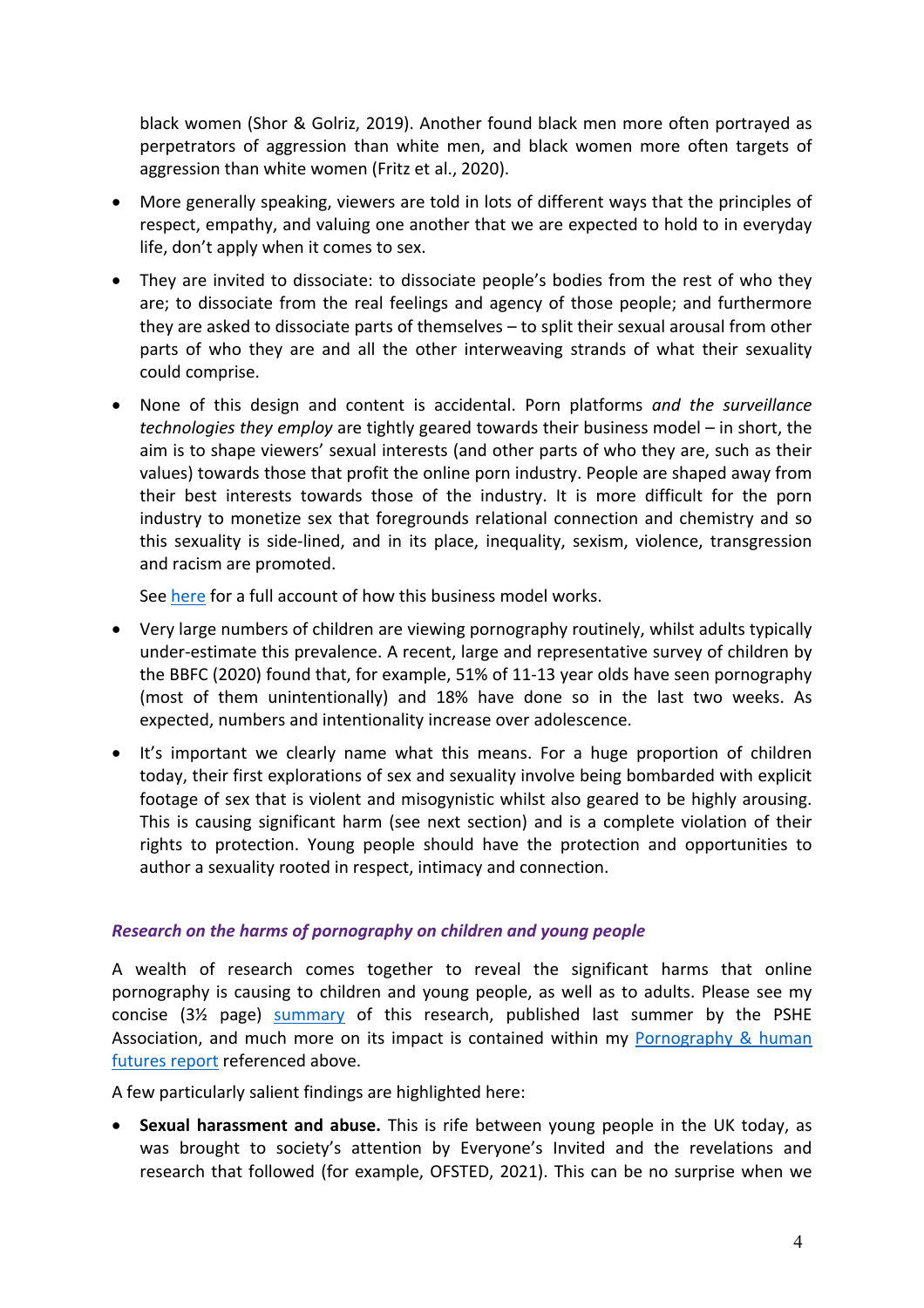black women (Shor & Golriz, 2019). Another found black men more often portrayed as perpetrators of aggression than white men, and black women more often targets of aggression than white women (Fritz et al., 2020).

- More generally speaking, viewers are told in lots of different ways that the principles of respect, empathy, and valuing one another that we are expected to hold to in everyday life, don't apply when it comes to sex.
- They are invited to dissociate: to dissociate people's bodies from the rest of who they are; to dissociate from the real feelings and agency of those people; and furthermore they are asked to dissociate parts of themselves – to split their sexual arousal from other parts of who they are and all the other interweaving strands of what their sexuality could comprise.
- None of this design and content is accidental. Porn platforms *and the surveillance technologies they employ* are tightly geared towards their business model – in short, the aim is to shape viewers' sexual interests (and other parts of who they are, such as their values) towards those that profit the online porn industry. People are shaped away from their best interests towards those of the industry. It is more difficult for the porn industry to monetize sex that foregrounds relational connection and chemistry and so this sexuality is side-lined, and in its place, inequality, sexism, violence, transgression and racism are promoted.

  See here for a full account of how this business model works.
- Very large numbers of children are viewing pornography routinely, whilst adults typically under-estimate this prevalence. A recent, large and representative survey of children by the BBFC (2020) found that, for example, 51% of 11-13 year olds have seen pornography (most of them unintentionally) and 18% have done so in the last two weeks. As expected, numbers and intentionality increase over adolescence.
- It's important we clearly name what this means. For a huge proportion of children today, their first explorations of sex and sexuality involve being bombarded with explicit footage of sex that is violent and misogynistic whilst also geared to be highly arousing. This is causing significant harm (see next section) and is a complete violation of their rights to protection. Young people should have the protection and opportunities to author a sexuality rooted in respect, intimacy and connection.

### *Research on the harms of pornography on children and young people*

A wealth of research comes together to reveal the significant harms that online pornography is causing to children and young people, as well as to adults. Please see my concise (3½ page) summary of this research, published last summer by the PSHE Association, and much more on its impact is contained within my Pornography & human futures report referenced above.

A few particularly salient findings are highlighted here:

- **Sexual harassment and abuse.** This is rife between young people in the UK today, as was brought to society's attention by Everyone's Invited and the revelations and research that followed (for example, OFSTED, 2021). This can be no surprise when we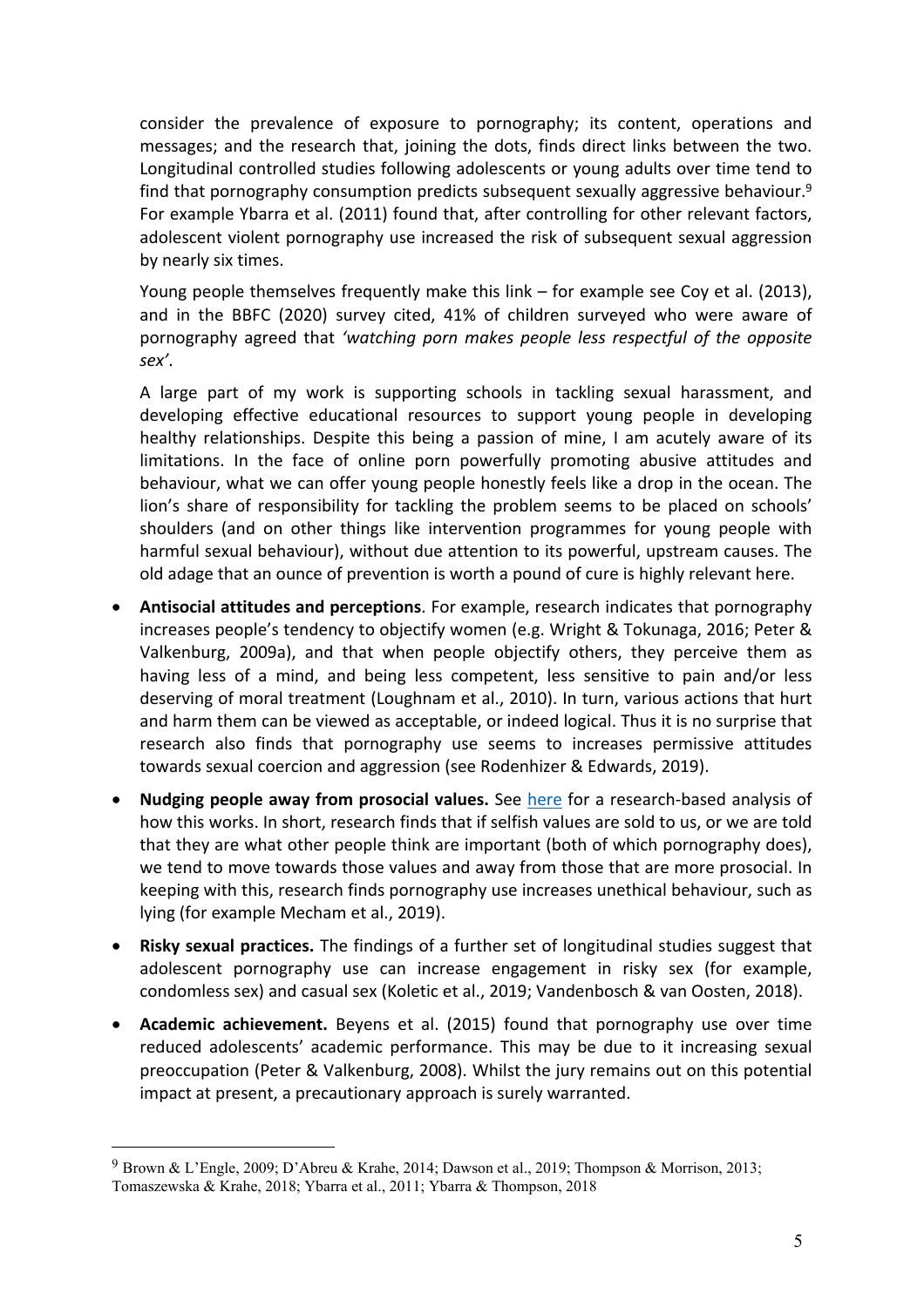consider the prevalence of exposure to pornography; its content, operations and messages; and the research that, joining the dots, finds direct links between the two. Longitudinal controlled studies following adolescents or young adults over time tend to find that pornography consumption predicts subsequent sexually aggressive behaviour.[9] For example Ybarra et al. (2011) found that, after controlling for other relevant factors, adolescent violent pornography use increased the risk of subsequent sexual aggression by nearly six times.

Young people themselves frequently make this link – for example see Coy et al. (2013), and in the BBFC (2020) survey cited, 41% of children surveyed who were aware of pornography agreed that *'watching porn makes people less respectful of the opposite sex'*.

A large part of my work is supporting schools in tackling sexual harassment, and developing effective educational resources to support young people in developing healthy relationships. Despite this being a passion of mine, I am acutely aware of its limitations. In the face of online porn powerfully promoting abusive attitudes and behaviour, what we can offer young people honestly feels like a drop in the ocean. The lion's share of responsibility for tackling the problem seems to be placed on schools' shoulders (and on other things like intervention programmes for young people with harmful sexual behaviour), without due attention to its powerful, upstream causes. The old adage that an ounce of prevention is worth a pound of cure is highly relevant here.

- **Antisocial attitudes and perceptions**. For example, research indicates that pornography increases people's tendency to objectify women (e.g. Wright & Tokunaga, 2016; Peter & Valkenburg, 2009a), and that when people objectify others, they perceive them as having less of a mind, and being less competent, less sensitive to pain and/or less deserving of moral treatment (Loughnam et al., 2010). In turn, various actions that hurt and harm them can be viewed as acceptable, or indeed logical. Thus it is no surprise that research also finds that pornography use seems to increases permissive attitudes towards sexual coercion and aggression (see Rodenhizer & Edwards, 2019).
- **Nudging people away from prosocial values.** See here for a research-based analysis of how this works. In short, research finds that if selfish values are sold to us, or we are told that they are what other people think are important (both of which pornography does), we tend to move towards those values and away from those that are more prosocial. In keeping with this, research finds pornography use increases unethical behaviour, such as lying (for example Mecham et al., 2019).
- **Risky sexual practices.** The findings of a further set of longitudinal studies suggest that adolescent pornography use can increase engagement in risky sex (for example, condomless sex) and casual sex (Koletic et al., 2019; Vandenbosch & van Oosten, 2018).
- **Academic achievement.** Beyens et al. (2015) found that pornography use over time reduced adolescents' academic performance. This may be due to it increasing sexual preoccupation (Peter & Valkenburg, 2008). Whilst the jury remains out on this potential impact at present, a precautionary approach is surely warranted.

---

[9] Brown & L'Engle, 2009; D'Abreu & Krahe, 2014; Dawson et al., 2019; Thompson & Morrison, 2013; Tomaszewska & Krahe, 2018; Ybarra et al., 2011; Ybarra & Thompson, 2018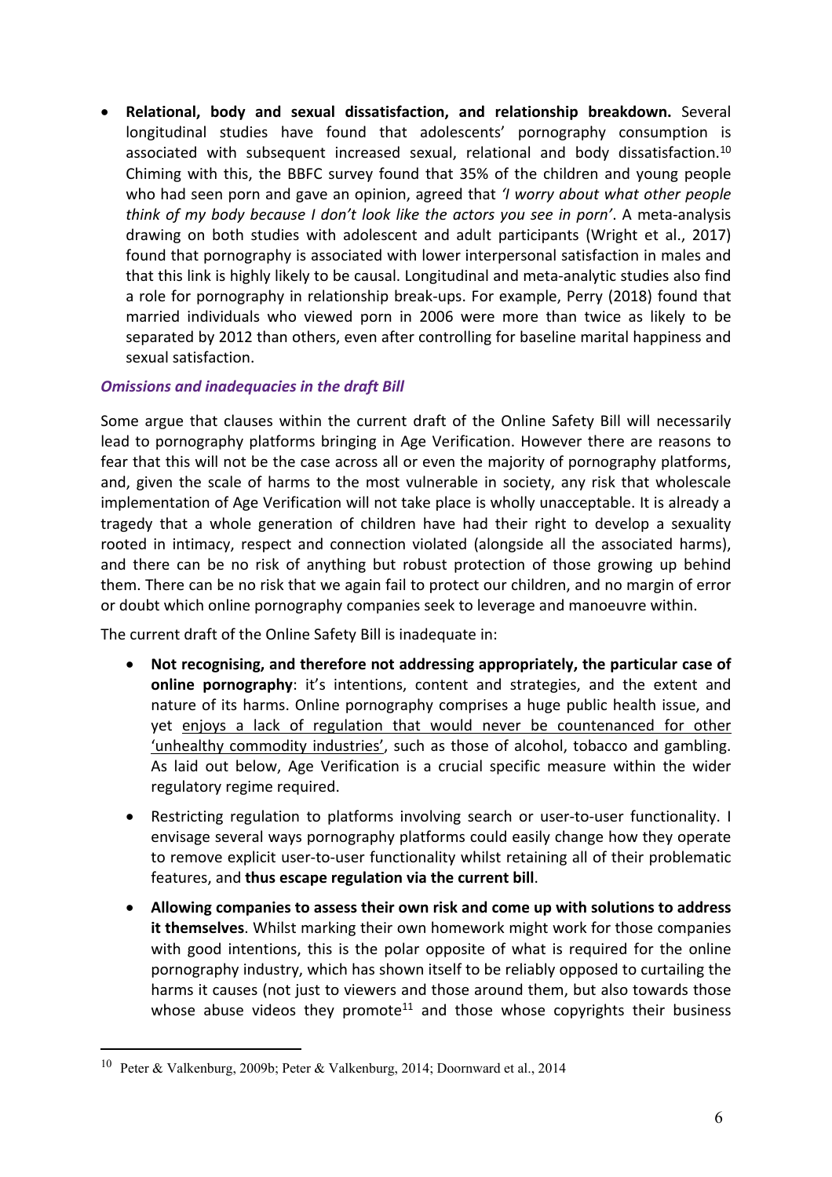- **Relational, body and sexual dissatisfaction, and relationship breakdown.** Several longitudinal studies have found that adolescents' pornography consumption is associated with subsequent increased sexual, relational and body dissatisfaction.[10] Chiming with this, the BBFC survey found that 35% of the children and young people who had seen porn and gave an opinion, agreed that *'I worry about what other people think of my body because I don't look like the actors you see in porn'*. A meta-analysis drawing on both studies with adolescent and adult participants (Wright et al., 2017) found that pornography is associated with lower interpersonal satisfaction in males and that this link is highly likely to be causal. Longitudinal and meta-analytic studies also find a role for pornography in relationship break-ups. For example, Perry (2018) found that married individuals who viewed porn in 2006 were more than twice as likely to be separated by 2012 than others, even after controlling for baseline marital happiness and sexual satisfaction.

### *Omissions and inadequacies in the draft Bill*

Some argue that clauses within the current draft of the Online Safety Bill will necessarily lead to pornography platforms bringing in Age Verification. However there are reasons to fear that this will not be the case across all or even the majority of pornography platforms, and, given the scale of harms to the most vulnerable in society, any risk that wholescale implementation of Age Verification will not take place is wholly unacceptable. It is already a tragedy that a whole generation of children have had their right to develop a sexuality rooted in intimacy, respect and connection violated (alongside all the associated harms), and there can be no risk of anything but robust protection of those growing up behind them. There can be no risk that we again fail to protect our children, and no margin of error or doubt which online pornography companies seek to leverage and manoeuvre within.

The current draft of the Online Safety Bill is inadequate in:

- **Not recognising, and therefore not addressing appropriately, the particular case of online pornography**: it's intentions, content and strategies, and the extent and nature of its harms. Online pornography comprises a huge public health issue, and yet enjoys a lack of regulation that would never be countenanced for other 'unhealthy commodity industries', such as those of alcohol, tobacco and gambling. As laid out below, Age Verification is a crucial specific measure within the wider regulatory regime required.
- Restricting regulation to platforms involving search or user-to-user functionality. I envisage several ways pornography platforms could easily change how they operate to remove explicit user-to-user functionality whilst retaining all of their problematic features, and **thus escape regulation via the current bill**.
- **Allowing companies to assess their own risk and come up with solutions to address it themselves**. Whilst marking their own homework might work for those companies with good intentions, this is the polar opposite of what is required for the online pornography industry, which has shown itself to be reliably opposed to curtailing the harms it causes (not just to viewers and those around them, but also towards those whose abuse videos they promote[11] and those whose copyrights their business

---

[10] Peter & Valkenburg, 2009b; Peter & Valkenburg, 2014; Doornward et al., 2014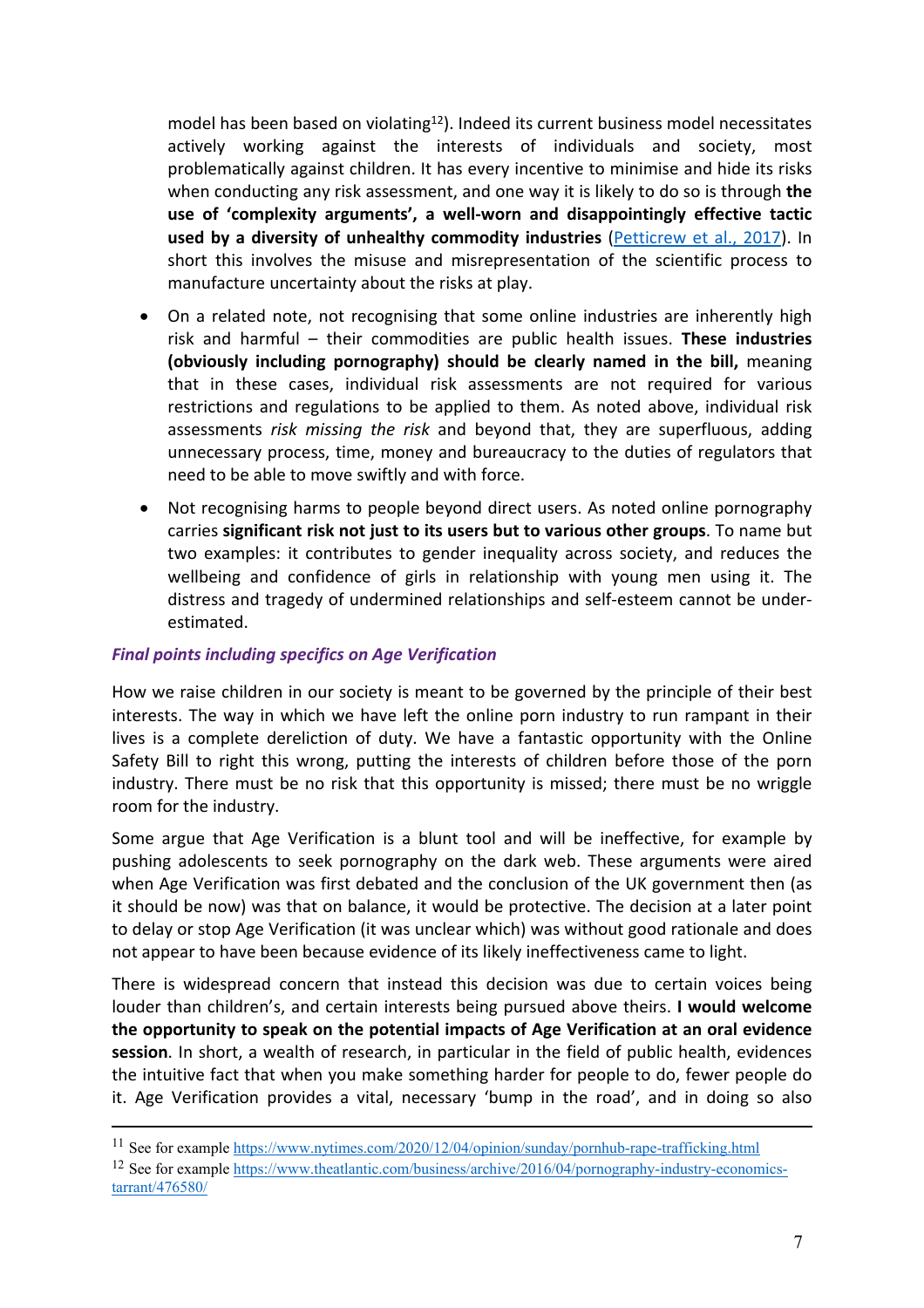model has been based on violating[12]). Indeed its current business model necessitates actively working against the interests of individuals and society, most problematically against children. It has every incentive to minimise and hide its risks when conducting any risk assessment, and one way it is likely to do so is through **the use of 'complexity arguments', a well-worn and disappointingly effective tactic used by a diversity of unhealthy commodity industries** ([Petticrew et al., 2017](#)). In short this involves the misuse and misrepresentation of the scientific process to manufacture uncertainty about the risks at play.

- On a related note, not recognising that some online industries are inherently high risk and harmful – their commodities are public health issues. **These industries (obviously including pornography) should be clearly named in the bill,** meaning that in these cases, individual risk assessments are not required for various restrictions and regulations to be applied to them. As noted above, individual risk assessments *risk missing the risk* and beyond that, they are superfluous, adding unnecessary process, time, money and bureaucracy to the duties of regulators that need to be able to move swiftly and with force.
- Not recognising harms to people beyond direct users. As noted online pornography carries **significant risk not just to its users but to various other groups**. To name but two examples: it contributes to gender inequality across society, and reduces the wellbeing and confidence of girls in relationship with young men using it. The distress and tragedy of undermined relationships and self-esteem cannot be under-estimated.

### *Final points including specifics on Age Verification*

How we raise children in our society is meant to be governed by the principle of their best interests. The way in which we have left the online porn industry to run rampant in their lives is a complete dereliction of duty. We have a fantastic opportunity with the Online Safety Bill to right this wrong, putting the interests of children before those of the porn industry. There must be no risk that this opportunity is missed; there must be no wriggle room for the industry.

Some argue that Age Verification is a blunt tool and will be ineffective, for example by pushing adolescents to seek pornography on the dark web. These arguments were aired when Age Verification was first debated and the conclusion of the UK government then (as it should be now) was that on balance, it would be protective. The decision at a later point to delay or stop Age Verification (it was unclear which) was without good rationale and does not appear to have been because evidence of its likely ineffectiveness came to light.

There is widespread concern that instead this decision was due to certain voices being louder than children's, and certain interests being pursued above theirs. **I would welcome the opportunity to speak on the potential impacts of Age Verification at an oral evidence session**. In short, a wealth of research, in particular in the field of public health, evidences the intuitive fact that when you make something harder for people to do, fewer people do it. Age Verification provides a vital, necessary 'bump in the road', and in doing so also

---

[11] See for example https://www.nytimes.com/2020/12/04/opinion/sunday/pornhub-rape-trafficking.html

[12] See for example https://www.theatlantic.com/business/archive/2016/04/pornography-industry-economics-tarrant/476580/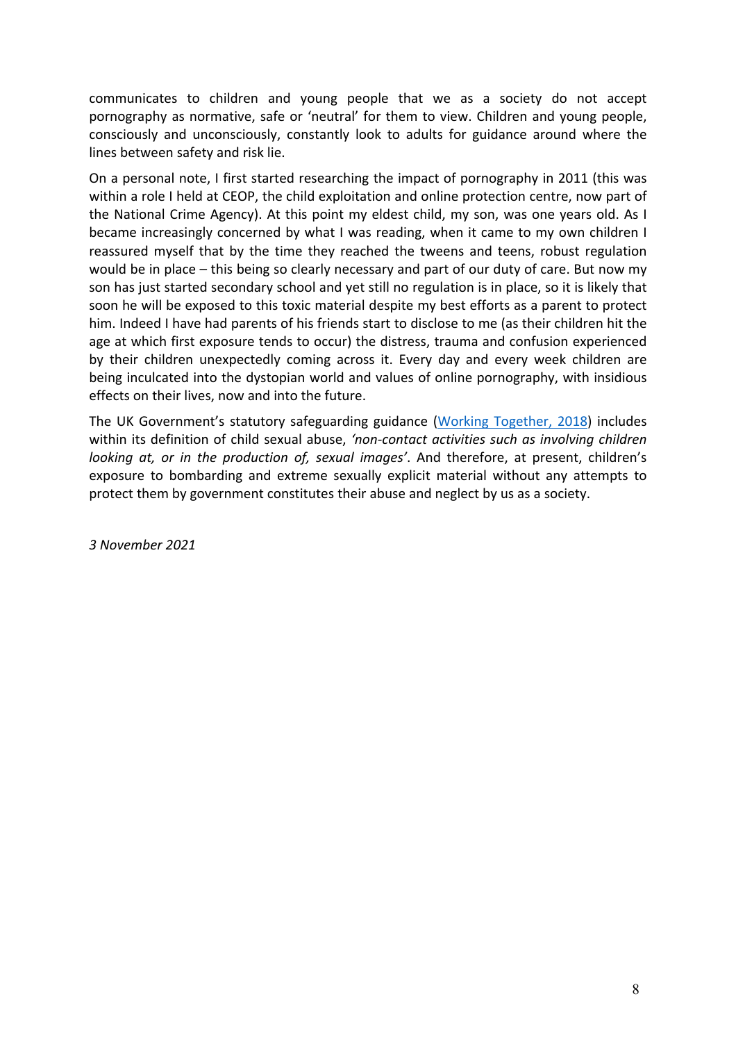communicates to children and young people that we as a society do not accept pornography as normative, safe or 'neutral' for them to view. Children and young people, consciously and unconsciously, constantly look to adults for guidance around where the lines between safety and risk lie.

On a personal note, I first started researching the impact of pornography in 2011 (this was within a role I held at CEOP, the child exploitation and online protection centre, now part of the National Crime Agency). At this point my eldest child, my son, was one years old. As I became increasingly concerned by what I was reading, when it came to my own children I reassured myself that by the time they reached the tweens and teens, robust regulation would be in place – this being so clearly necessary and part of our duty of care. But now my son has just started secondary school and yet still no regulation is in place, so it is likely that soon he will be exposed to this toxic material despite my best efforts as a parent to protect him. Indeed I have had parents of his friends start to disclose to me (as their children hit the age at which first exposure tends to occur) the distress, trauma and confusion experienced by their children unexpectedly coming across it. Every day and every week children are being inculcated into the dystopian world and values of online pornography, with insidious effects on their lives, now and into the future.

The UK Government's statutory safeguarding guidance (Working Together, 2018) includes within its definition of child sexual abuse, *'non-contact activities such as involving children looking at, or in the production of, sexual images'*. And therefore, at present, children's exposure to bombarding and extreme sexually explicit material without any attempts to protect them by government constitutes their abuse and neglect by us as a society.

*3 November 2021*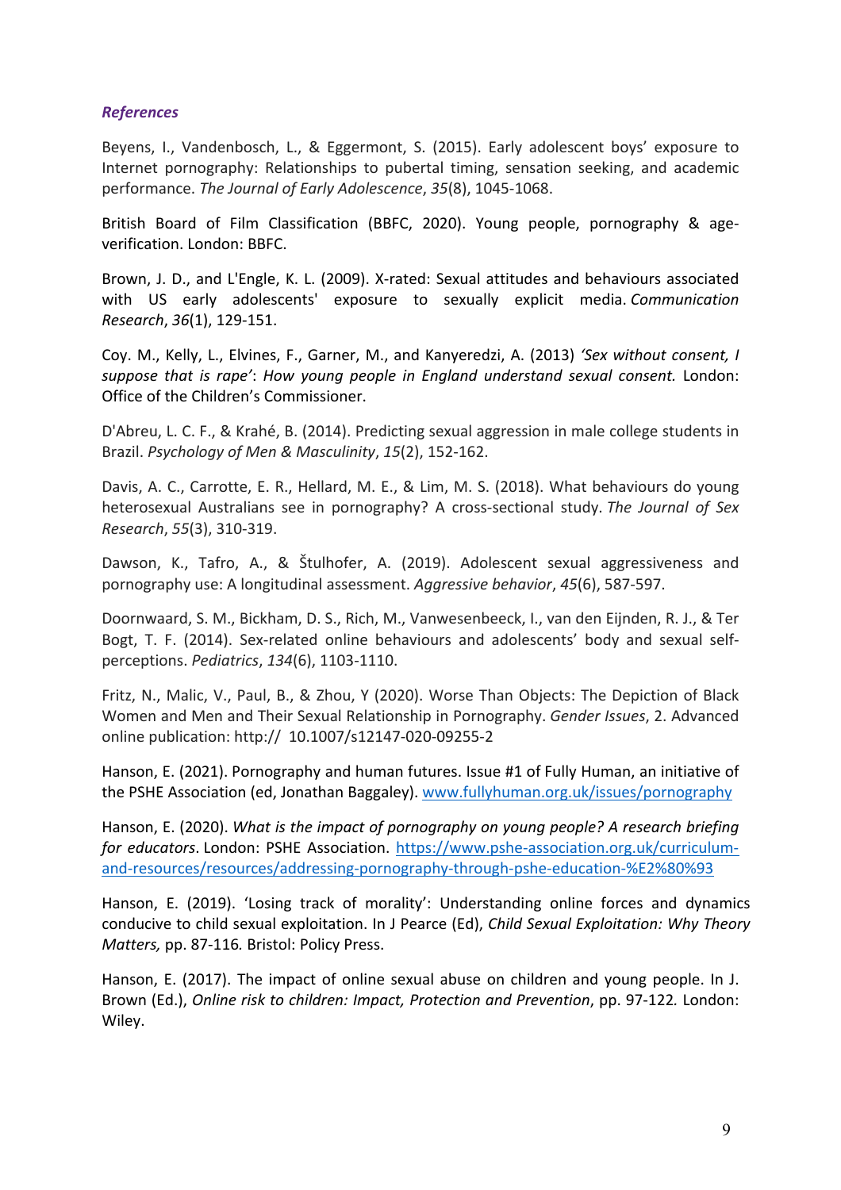### *References*

Beyens, I., Vandenbosch, L., & Eggermont, S. (2015). Early adolescent boys' exposure to Internet pornography: Relationships to pubertal timing, sensation seeking, and academic performance. *The Journal of Early Adolescence*, *35*(8), 1045-1068.

British Board of Film Classification (BBFC, 2020). Young people, pornography & age-verification. London: BBFC.

Brown, J. D., and L'Engle, K. L. (2009). X-rated: Sexual attitudes and behaviours associated with US early adolescents' exposure to sexually explicit media. *Communication Research*, *36*(1), 129-151.

Coy. M., Kelly, L., Elvines, F., Garner, M., and Kanyeredzi, A. (2013) *'Sex without consent, I suppose that is rape'*: *How young people in England understand sexual consent.* London: Office of the Children's Commissioner.

D'Abreu, L. C. F., & Krahé, B. (2014). Predicting sexual aggression in male college students in Brazil. *Psychology of Men & Masculinity*, *15*(2), 152-162.

Davis, A. C., Carrotte, E. R., Hellard, M. E., & Lim, M. S. (2018). What behaviours do young heterosexual Australians see in pornography? A cross-sectional study. *The Journal of Sex Research*, *55*(3), 310-319.

Dawson, K., Tafro, A., & Štulhofer, A. (2019). Adolescent sexual aggressiveness and pornography use: A longitudinal assessment. *Aggressive behavior*, *45*(6), 587-597.

Doornwaard, S. M., Bickham, D. S., Rich, M., Vanwesenbeeck, I., van den Eijnden, R. J., & Ter Bogt, T. F. (2014). Sex-related online behaviours and adolescents' body and sexual self-perceptions. *Pediatrics*, *134*(6), 1103-1110.

Fritz, N., Malic, V., Paul, B., & Zhou, Y (2020). Worse Than Objects: The Depiction of Black Women and Men and Their Sexual Relationship in Pornography. *Gender Issues*, 2. Advanced online publication: http:// 10.1007/s12147-020-09255-2

Hanson, E. (2021). Pornography and human futures. Issue #1 of Fully Human, an initiative of the PSHE Association (ed, Jonathan Baggaley). www.fullyhuman.org.uk/issues/pornography

Hanson, E. (2020). *What is the impact of pornography on young people? A research briefing for educators*. London: PSHE Association. https://www.pshe-association.org.uk/curriculum-and-resources/resources/addressing-pornography-through-pshe-education-%E2%80%93

Hanson, E. (2019). 'Losing track of morality': Understanding online forces and dynamics conducive to child sexual exploitation. In J Pearce (Ed), *Child Sexual Exploitation: Why Theory Matters,* pp. 87-116*.* Bristol: Policy Press.

Hanson, E. (2017). The impact of online sexual abuse on children and young people. In J. Brown (Ed.), *Online risk to children: Impact, Protection and Prevention*, pp. 97-122*.* London: Wiley.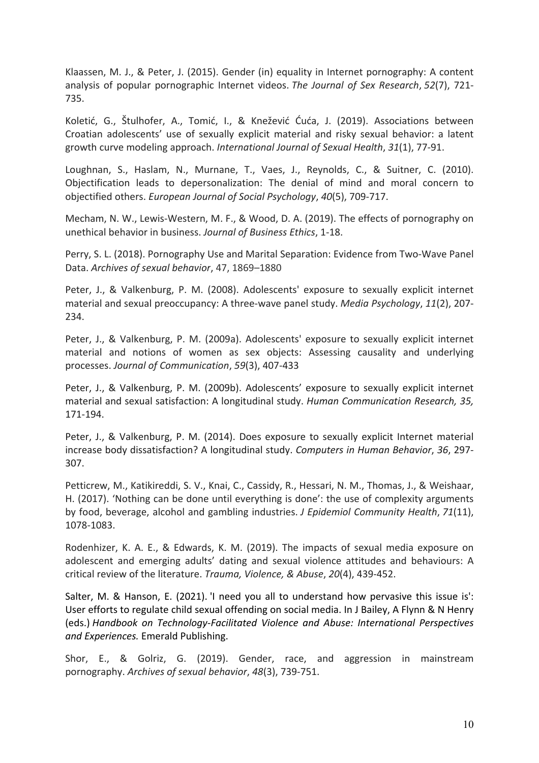Klaassen, M. J., & Peter, J. (2015). Gender (in) equality in Internet pornography: A content analysis of popular pornographic Internet videos. *The Journal of Sex Research*, *52*(7), 721-735.

Koletić, G., Štulhofer, A., Tomić, I., & Knežević Ćuća, J. (2019). Associations between Croatian adolescents' use of sexually explicit material and risky sexual behavior: a latent growth curve modeling approach. *International Journal of Sexual Health*, *31*(1), 77-91.

Loughnan, S., Haslam, N., Murnane, T., Vaes, J., Reynolds, C., & Suitner, C. (2010). Objectification leads to depersonalization: The denial of mind and moral concern to objectified others. *European Journal of Social Psychology*, *40*(5), 709-717.

Mecham, N. W., Lewis-Western, M. F., & Wood, D. A. (2019). The effects of pornography on unethical behavior in business. *Journal of Business Ethics*, 1-18.

Perry, S. L. (2018). Pornography Use and Marital Separation: Evidence from Two-Wave Panel Data. *Archives of sexual behavior*, 47, 1869–1880

Peter, J., & Valkenburg, P. M. (2008). Adolescents' exposure to sexually explicit internet material and sexual preoccupancy: A three-wave panel study. *Media Psychology*, *11*(2), 207-234.

Peter, J., & Valkenburg, P. M. (2009a). Adolescents' exposure to sexually explicit internet material and notions of women as sex objects: Assessing causality and underlying processes. *Journal of Communication*, *59*(3), 407-433

Peter, J., & Valkenburg, P. M. (2009b). Adolescents' exposure to sexually explicit internet material and sexual satisfaction: A longitudinal study. *Human Communication Research, 35,* 171-194.

Peter, J., & Valkenburg, P. M. (2014). Does exposure to sexually explicit Internet material increase body dissatisfaction? A longitudinal study. *Computers in Human Behavior*, *36*, 297-307.

Petticrew, M., Katikireddi, S. V., Knai, C., Cassidy, R., Hessari, N. M., Thomas, J., & Weishaar, H. (2017). 'Nothing can be done until everything is done': the use of complexity arguments by food, beverage, alcohol and gambling industries. *J Epidemiol Community Health*, *71*(11), 1078-1083.

Rodenhizer, K. A. E., & Edwards, K. M. (2019). The impacts of sexual media exposure on adolescent and emerging adults' dating and sexual violence attitudes and behaviours: A critical review of the literature. *Trauma, Violence, & Abuse*, *20*(4), 439-452.

Salter, M. & Hanson, E. (2021). 'I need you all to understand how pervasive this issue is': User efforts to regulate child sexual offending on social media. In J Bailey, A Flynn & N Henry (eds.) *Handbook on Technology-Facilitated Violence and Abuse: International Perspectives and Experiences.* Emerald Publishing.

Shor, E., & Golriz, G. (2019). Gender, race, and aggression in mainstream pornography. *Archives of sexual behavior*, *48*(3), 739-751.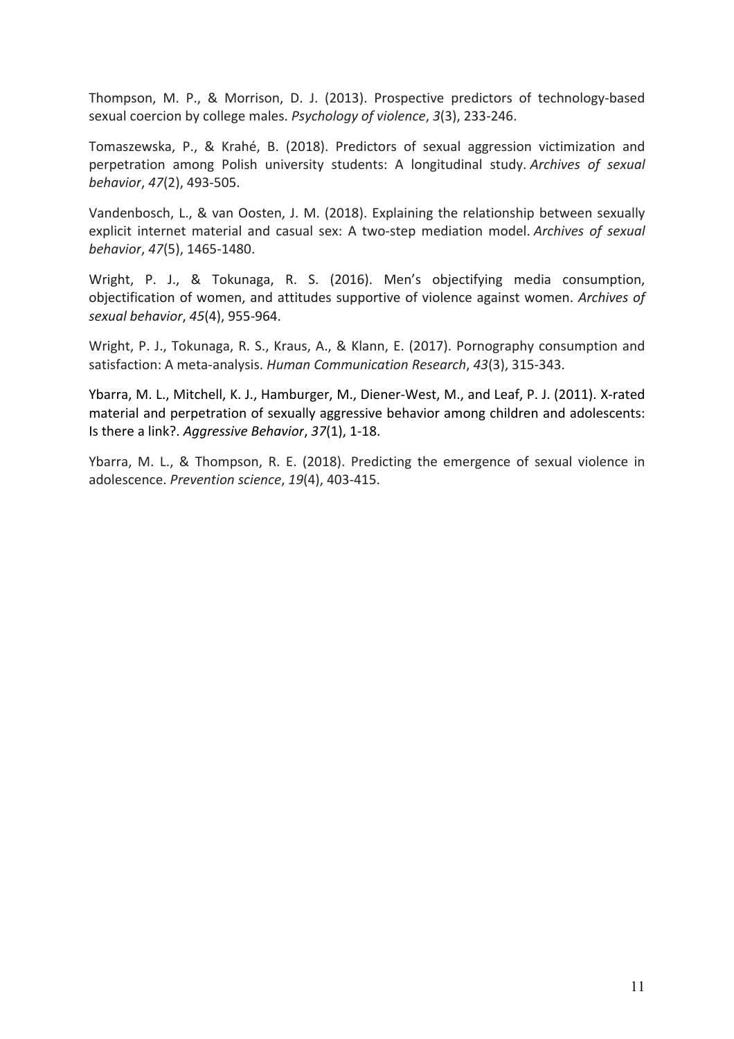Thompson, M. P., & Morrison, D. J. (2013). Prospective predictors of technology-based sexual coercion by college males. *Psychology of violence*, *3*(3), 233-246.

Tomaszewska, P., & Krahé, B. (2018). Predictors of sexual aggression victimization and perpetration among Polish university students: A longitudinal study. *Archives of sexual behavior*, *47*(2), 493-505.

Vandenbosch, L., & van Oosten, J. M. (2018). Explaining the relationship between sexually explicit internet material and casual sex: A two-step mediation model. *Archives of sexual behavior*, *47*(5), 1465-1480.

Wright, P. J., & Tokunaga, R. S. (2016). Men's objectifying media consumption, objectification of women, and attitudes supportive of violence against women. *Archives of sexual behavior*, *45*(4), 955-964.

Wright, P. J., Tokunaga, R. S., Kraus, A., & Klann, E. (2017). Pornography consumption and satisfaction: A meta-analysis. *Human Communication Research*, *43*(3), 315-343.

Ybarra, M. L., Mitchell, K. J., Hamburger, M., Diener-West, M., and Leaf, P. J. (2011). X-rated material and perpetration of sexually aggressive behavior among children and adolescents: Is there a link?. *Aggressive Behavior*, *37*(1), 1-18.

Ybarra, M. L., & Thompson, R. E. (2018). Predicting the emergence of sexual violence in adolescence. *Prevention science*, *19*(4), 403-415.